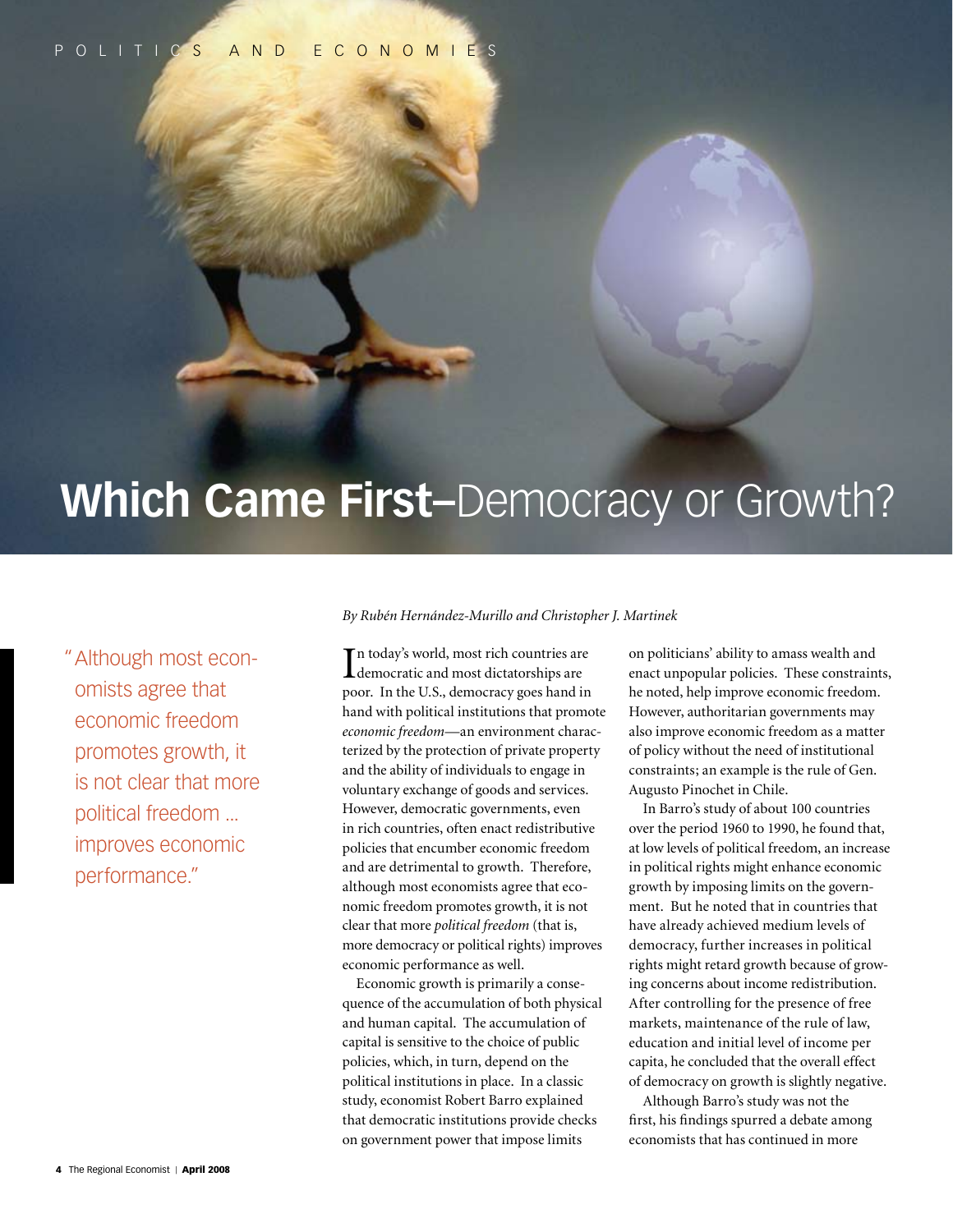POLITICS AND ECONOMIES

# **Which Came First–**Democracy or Growth?

*By Rubén Hernández-Murillo and Christopher J. Martinek*

"Although most economists agree that economic freedom promotes growth, it is not clear that more political freedom ... improves economic performance."

In today's world, most rich countries are democratic and most dictatorships are poor. In the U.S., democracy goes hand in hand with political institutions that promote *economic freedom*—an environment characterized by the protection of private property and the ability of individuals to engage in voluntary exchange of goods and services. However, democratic governments, even in rich countries, often enact redistributive policies that encumber economic freedom and are detrimental to growth. Therefore, although most economists agree that economic freedom promotes growth, it is not clear that more *political freedom* (that is, more democracy or political rights) improves economic performance as well.

Economic growth is primarily a consequence of the accumulation of both physical and human capital. The accumulation of capital is sensitive to the choice of public policies, which, in turn, depend on the political institutions in place. In a classic study, economist Robert Barro explained that democratic institutions provide checks on government power that impose limits on politicians' ability to amass wealth and enact unpopular policies. These constraints, he noted, help improve economic freedom. However, authoritarian governments may also improve economic freedom as a matter of policy without the need of institutional constraints; an example is the rule of Gen. Augusto Pinochet in Chile.

In Barro's study of about 100 countries over the period 1960 to 1990, he found that, at low levels of political freedom, an increase in political rights might enhance economic growth by imposing limits on the government. But he noted that in countries that have already achieved medium levels of democracy, further increases in political rights might retard growth because of growing concerns about income redistribution. After controlling for the presence of free markets, maintenance of the rule of law, education and initial level of income per capita, he concluded that the overall effect of democracy on growth is slightly negative.

Although Barro's study was not the first, his findings spurred a debate among economists that has continued in more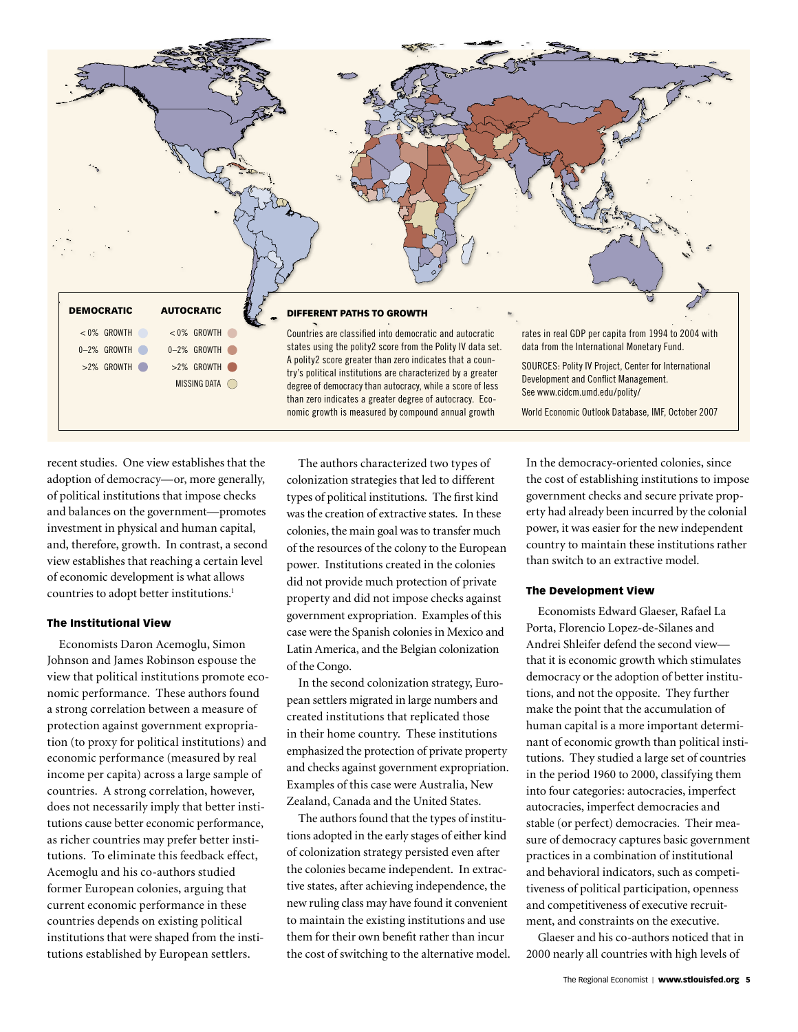| DEMOCRATIC | AUTOCRATIC |
|---|---|
| < 0% GROWTH | < 0% GROWTH |
| 0–2% GROWTH | 0–2% GROWTH |
| >2% GROWTH | >2% GROWTH |
| | MISSING DATA |

**DIFFERENT PATHS TO GROWTH**

Countries are classified into democratic and autocratic states using the polity2 score from the Polity IV data set. A polity2 score greater than zero indicates that a country's political institutions are characterized by a greater degree of democracy than autocracy, while a score of less than zero indicates a greater degree of autocracy. Economic growth is measured by compound annual growth rates in real GDP per capita from 1994 to 2004 with data from the International Monetary Fund.

SOURCES: Polity IV Project, Center for International Development and Conflict Management. See www.cidcm.umd.edu/polity/

World Economic Outlook Database, IMF, October 2007

recent studies. One view establishes that the adoption of democracy—or, more generally, of political institutions that impose checks and balances on the government—promotes investment in physical and human capital, and, therefore, growth. In contrast, a second view establishes that reaching a certain level of economic development is what allows countries to adopt better institutions.[1]

### The Institutional View

Economists Daron Acemoglu, Simon Johnson and James Robinson espouse the view that political institutions promote economic performance. These authors found a strong correlation between a measure of protection against government expropriation (to proxy for political institutions) and economic performance (measured by real income per capita) across a large sample of countries. A strong correlation, however, does not necessarily imply that better institutions cause better economic performance, as richer countries may prefer better institutions. To eliminate this feedback effect, Acemoglu and his co-authors studied former European colonies, arguing that current economic performance in these countries depends on existing political institutions that were shaped from the institutions established by European settlers.

The authors characterized two types of colonization strategies that led to different types of political institutions. The first kind was the creation of extractive states. In these colonies, the main goal was to transfer much of the resources of the colony to the European power. Institutions created in the colonies did not provide much protection of private property and did not impose checks against government expropriation. Examples of this case were the Spanish colonies in Mexico and Latin America, and the Belgian colonization of the Congo.

In the second colonization strategy, European settlers migrated in large numbers and created institutions that replicated those in their home country. These institutions emphasized the protection of private property and checks against government expropriation. Examples of this case were Australia, New Zealand, Canada and the United States.

The authors found that the types of institutions adopted in the early stages of either kind of colonization strategy persisted even after the colonies became independent. In extractive states, after achieving independence, the new ruling class may have found it convenient to maintain the existing institutions and use them for their own benefit rather than incur the cost of switching to the alternative model. In the democracy-oriented colonies, since the cost of establishing institutions to impose government checks and secure private property had already been incurred by the colonial power, it was easier for the new independent country to maintain these institutions rather than switch to an extractive model.

### The Development View

Economists Edward Glaeser, Rafael La Porta, Florencio Lopez-de-Silanes and Andrei Shleifer defend the second view—that it is economic growth which stimulates democracy or the adoption of better institutions, and not the opposite. They further make the point that the accumulation of human capital is a more important determinant of economic growth than political institutions. They studied a large set of countries in the period 1960 to 2000, classifying them into four categories: autocracies, imperfect autocracies, imperfect democracies and stable (or perfect) democracies. Their measure of democracy captures basic government practices in a combination of institutional and behavioral indicators, such as competitiveness of political participation, openness and competitiveness of executive recruitment, and constraints on the executive.

Glaeser and his co-authors noticed that in 2000 nearly all countries with high levels of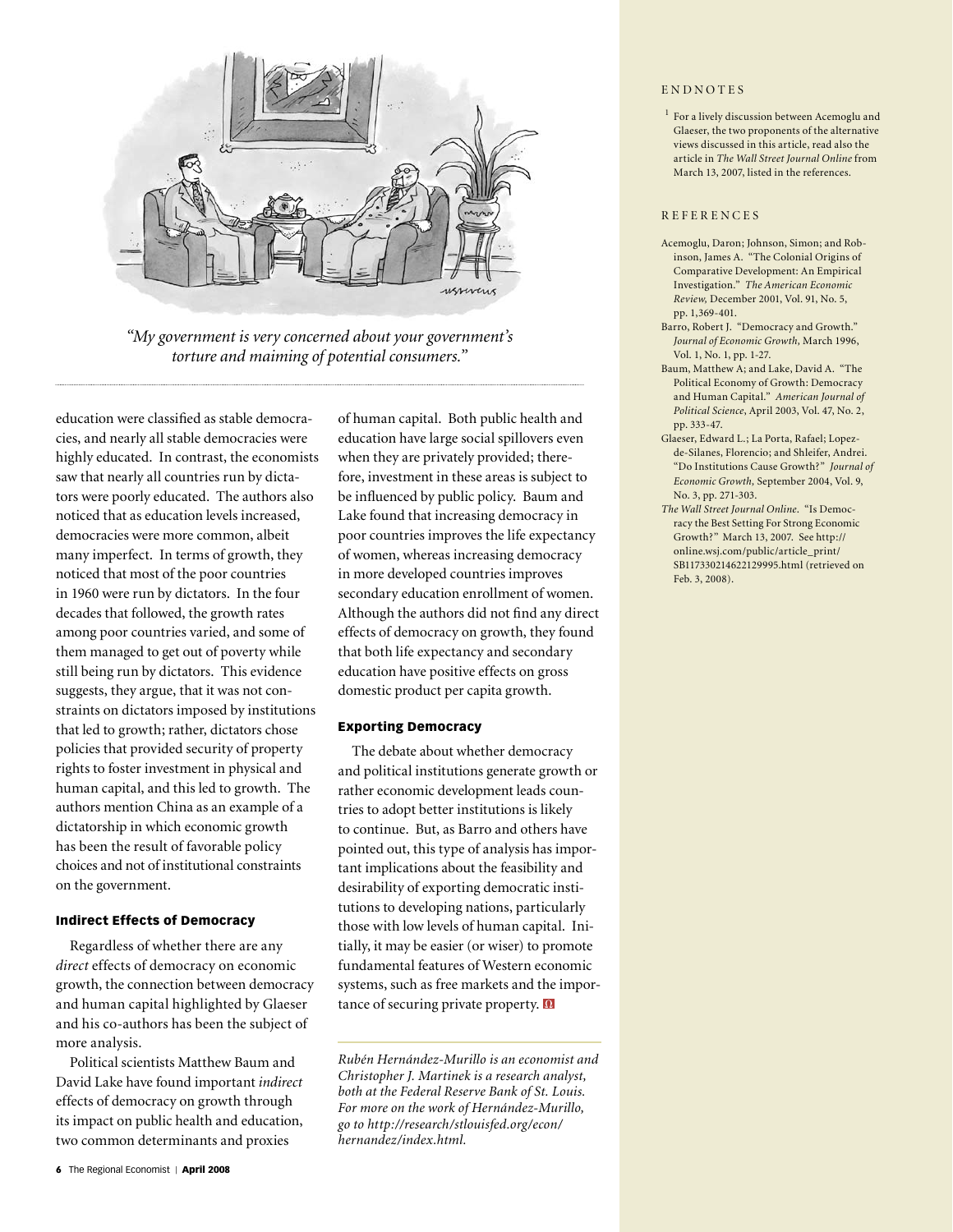*"My government is very concerned about your government's torture and maiming of potential consumers."*

education were classified as stable democracies, and nearly all stable democracies were highly educated. In contrast, the economists saw that nearly all countries run by dictators were poorly educated. The authors also noticed that as education levels increased, democracies were more common, albeit many imperfect. In terms of growth, they noticed that most of the poor countries in 1960 were run by dictators. In the four decades that followed, the growth rates among poor countries varied, and some of them managed to get out of poverty while still being run by dictators. This evidence suggests, they argue, that it was not constraints on dictators imposed by institutions that led to growth; rather, dictators chose policies that provided security of property rights to foster investment in physical and human capital, and this led to growth. The authors mention China as an example of a dictatorship in which economic growth has been the result of favorable policy choices and not of institutional constraints on the government.

## Indirect Effects of Democracy

Regardless of whether there are any *direct* effects of democracy on economic growth, the connection between democracy and human capital highlighted by Glaeser and his co-authors has been the subject of more analysis.

Political scientists Matthew Baum and David Lake have found important *indirect* effects of democracy on growth through its impact on public health and education, two common determinants and proxies of human capital. Both public health and education have large social spillovers even when they are privately provided; therefore, investment in these areas is subject to be influenced by public policy. Baum and Lake found that increasing democracy in poor countries improves the life expectancy of women, whereas increasing democracy in more developed countries improves secondary education enrollment of women. Although the authors did not find any direct effects of democracy on growth, they found that both life expectancy and secondary education have positive effects on gross domestic product per capita growth.

## Exporting Democracy

The debate about whether democracy and political institutions generate growth or rather economic development leads countries to adopt better institutions is likely to continue. But, as Barro and others have pointed out, this type of analysis has important implications about the feasibility and desirability of exporting democratic institutions to developing nations, particularly those with low levels of human capital. Initially, it may be easier (or wiser) to promote fundamental features of Western economic systems, such as free markets and the importance of securing private property.

*Rubén Hernández-Murillo is an economist and Christopher J. Martinek is a research analyst, both at the Federal Reserve Bank of St. Louis. For more on the work of Hernández-Murillo, go to http://research/stlouisfed.org/econ/hernandez/index.html.*

## ENDNOTES

[1] For a lively discussion between Acemoglu and Glaeser, the two proponents of the alternative views discussed in this article, read also the article in *The Wall Street Journal Online* from March 13, 2007, listed in the references.

## REFERENCES

Acemoglu, Daron; Johnson, Simon; and Robinson, James A. "The Colonial Origins of Comparative Development: An Empirical Investigation." *The American Economic Review,* December 2001, Vol. 91, No. 5, pp. 1,369-401.

Barro, Robert J. "Democracy and Growth." *Journal of Economic Growth,* March 1996, Vol. 1, No. 1, pp. 1-27.

Baum, Matthew A; and Lake, David A. "The Political Economy of Growth: Democracy and Human Capital." *American Journal of Political Science*, April 2003, Vol. 47, No. 2, pp. 333-47.

Glaeser, Edward L.; La Porta, Rafael; Lopez-de-Silanes, Florencio; and Shleifer, Andrei. "Do Institutions Cause Growth?" *Journal of Economic Growth*, September 2004, Vol. 9, No. 3, pp. 271-303.

*The Wall Street Journal Online*. "Is Democracy the Best Setting For Strong Economic Growth?" March 13, 2007. See http://online.wsj.com/public/article_print/SB117330214622129995.html (retrieved on Feb. 3, 2008).